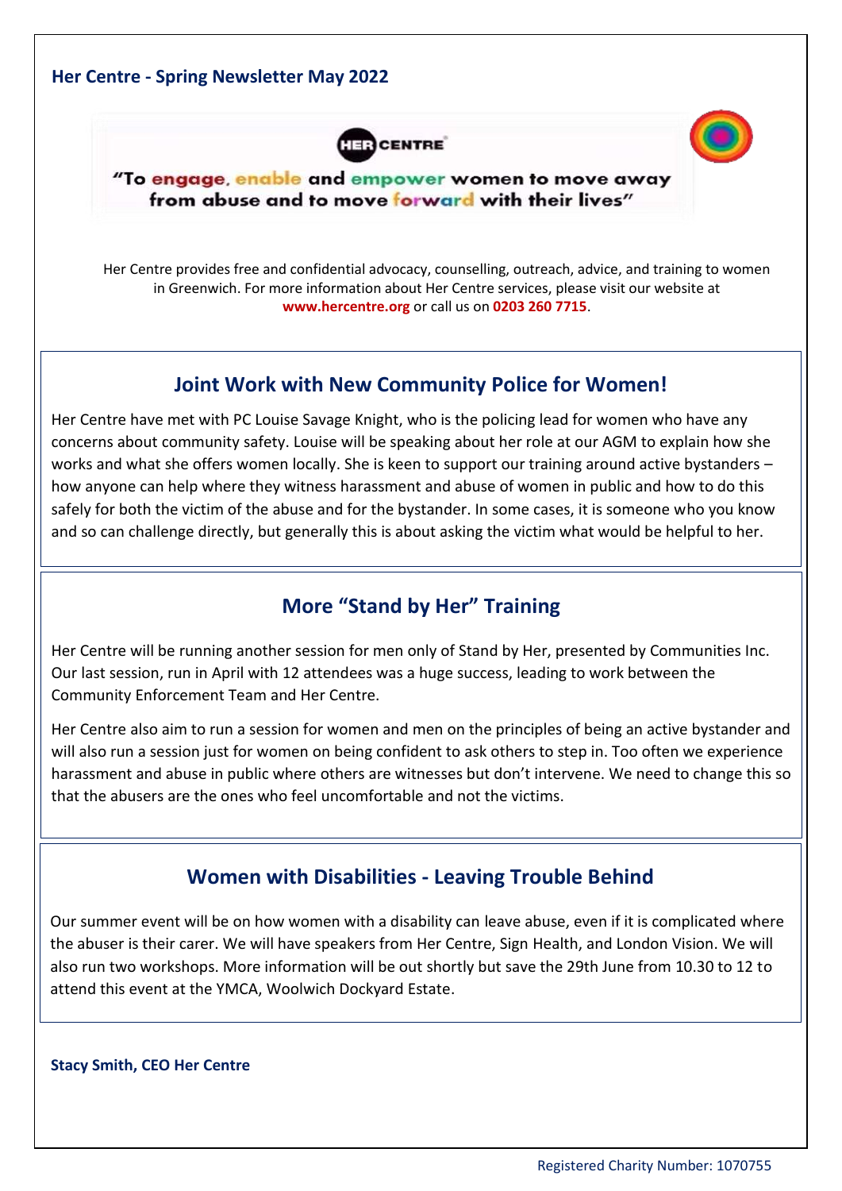**Her Centre - Spring Newsletter May 2022**

HER CENTRE

"To engage, enable and empower women to move away from abuse and to move forward with their lives"

Her Centre provides free and confidential advocacy, counselling, outreach, advice, and training to women in Greenwich. For more information about Her Centre services, please visit our website at **www.hercentre.org** or call us on **0203 260 7715**.

## Joint Work with New Community Police for Women!

Her Centre have met with PC Louise Savage Knight, who is the policing lead for women who have any concerns about community safety. Louise will be speaking about her role at our AGM to explain how she works and what she offers women locally. She is keen to support our training around active bystanders – how anyone can help where they witness harassment and abuse of women in public and how to do this safely for both the victim of the abuse and for the bystander. In some cases, it is someone who you know and so can challenge directly, but generally this is about asking the victim what would be helpful to her.

## More "Stand by Her" Training

Her Centre will be running another session for men only of Stand by Her, presented by Communities Inc. Our last session, run in April with 12 attendees was a huge success, leading to work between the Community Enforcement Team and Her Centre.

Her Centre also aim to run a session for women and men on the principles of being an active bystander and will also run a session just for women on being confident to ask others to step in. Too often we experience harassment and abuse in public where others are witnesses but don't intervene. We need to change this so that the abusers are the ones who feel uncomfortable and not the victims.

## Women with Disabilities - Leaving Trouble Behind

Our summer event will be on how women with a disability can leave abuse, even if it is complicated where the abuser is their carer. We will have speakers from Her Centre, Sign Health, and London Vision. We will also run two workshops. More information will be out shortly but save the 29th June from 10.30 to 12 to attend this event at the YMCA, Woolwich Dockyard Estate.

**Stacy Smith, CEO Her Centre**

Registered Charity Number: 1070755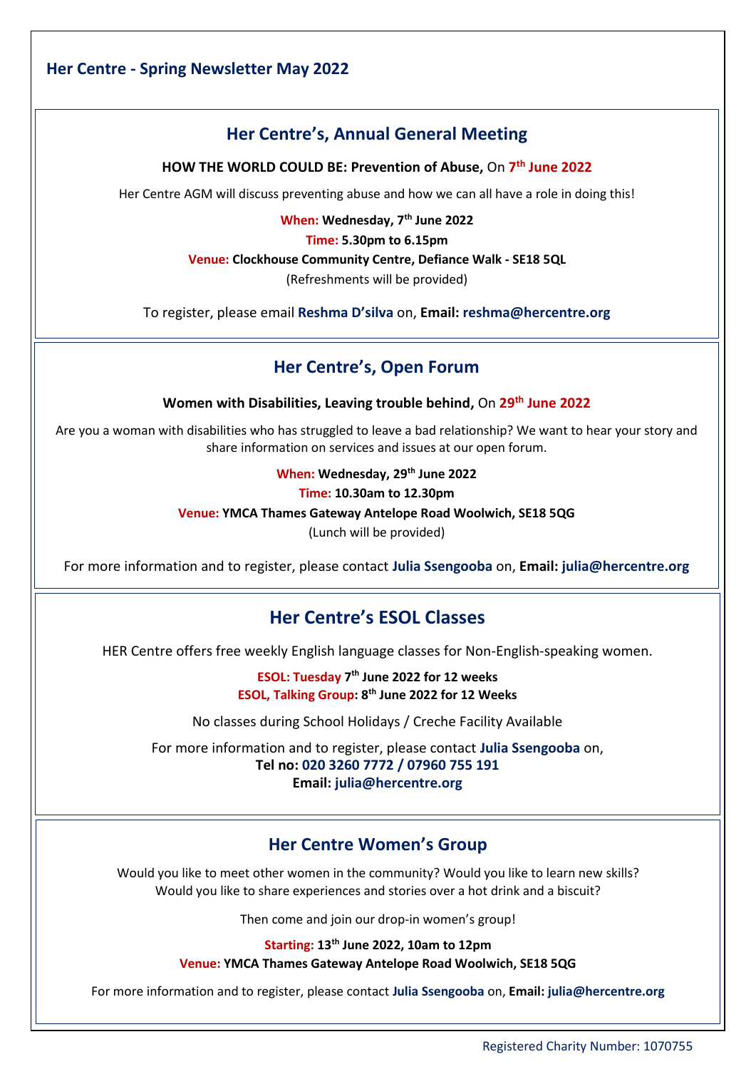## Her Centre - Spring Newsletter May 2022

### Her Centre's, Annual General Meeting

**HOW THE WORLD COULD BE: Prevention of Abuse,** On **7th June 2022**

Her Centre AGM will discuss preventing abuse and how we can all have a role in doing this!

**When: Wednesday, 7th June 2022**

**Time: 5.30pm to 6.15pm**

**Venue: Clockhouse Community Centre, Defiance Walk - SE18 5QL**

(Refreshments will be provided)

To register, please email **Reshma D'silva** on, **Email: reshma@hercentre.org**

### Her Centre's, Open Forum

**Women with Disabilities, Leaving trouble behind,** On **29th June 2022**

Are you a woman with disabilities who has struggled to leave a bad relationship? We want to hear your story and share information on services and issues at our open forum.

**When: Wednesday, 29th June 2022**

**Time: 10.30am to 12.30pm**

**Venue: YMCA Thames Gateway Antelope Road Woolwich, SE18 5QG**

(Lunch will be provided)

For more information and to register, please contact **Julia Ssengooba** on, **Email: julia@hercentre.org**

### Her Centre's ESOL Classes

HER Centre offers free weekly English language classes for Non-English-speaking women.

**ESOL: Tuesday 7th June 2022 for 12 weeks**
**ESOL, Talking Group: 8th June 2022 for 12 Weeks**

No classes during School Holidays / Creche Facility Available

For more information and to register, please contact **Julia Ssengooba** on,
**Tel no: 020 3260 7772 / 07960 755 191**
**Email: julia@hercentre.org**

### Her Centre Women's Group

Would you like to meet other women in the community? Would you like to learn new skills? Would you like to share experiences and stories over a hot drink and a biscuit?

Then come and join our drop-in women's group!

**Starting: 13th June 2022, 10am to 12pm**

**Venue: YMCA Thames Gateway Antelope Road Woolwich, SE18 5QG**

For more information and to register, please contact **Julia Ssengooba** on, **Email: julia@hercentre.org**

Registered Charity Number: 1070755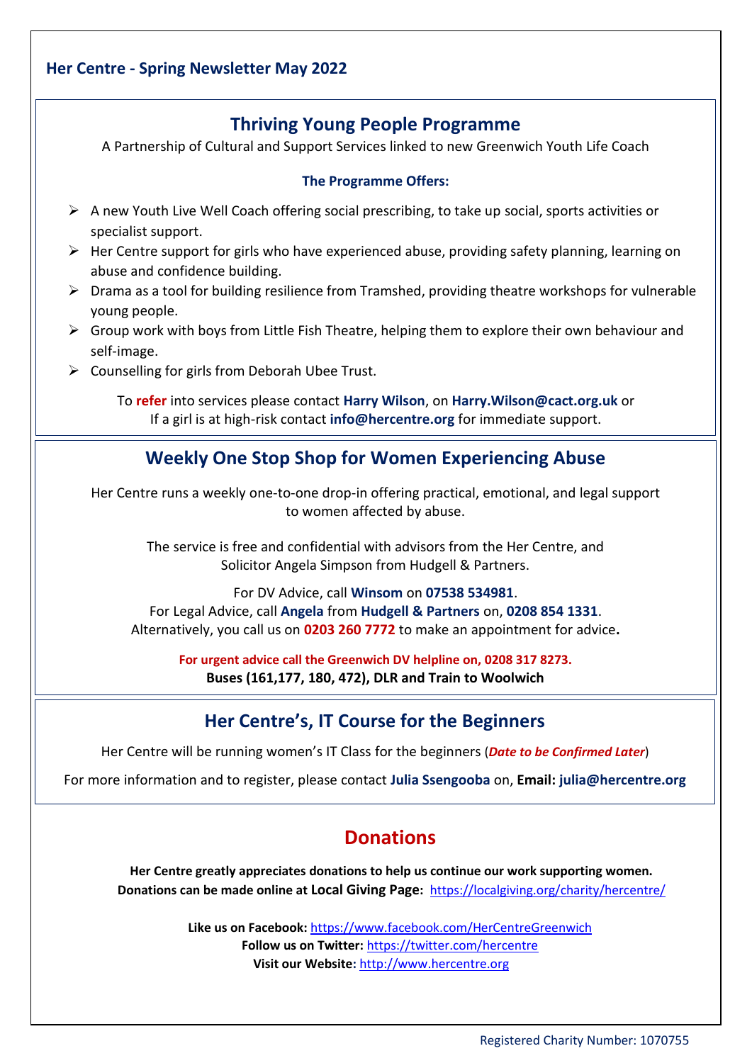**Her Centre - Spring Newsletter May 2022**

## Thriving Young People Programme

A Partnership of Cultural and Support Services linked to new Greenwich Youth Life Coach

**The Programme Offers:**

- A new Youth Live Well Coach offering social prescribing, to take up social, sports activities or specialist support.
- Her Centre support for girls who have experienced abuse, providing safety planning, learning on abuse and confidence building.
- Drama as a tool for building resilience from Tramshed, providing theatre workshops for vulnerable young people.
- Group work with boys from Little Fish Theatre, helping them to explore their own behaviour and self-image.
- Counselling for girls from Deborah Ubee Trust.

To **refer** into services please contact **Harry Wilson**, on **Harry.Wilson@cact.org.uk** or
If a girl is at high-risk contact **info@hercentre.org** for immediate support.

## Weekly One Stop Shop for Women Experiencing Abuse

Her Centre runs a weekly one-to-one drop-in offering practical, emotional, and legal support to women affected by abuse.

The service is free and confidential with advisors from the Her Centre, and Solicitor Angela Simpson from Hudgell & Partners.

For DV Advice, call **Winsom** on **07538 534981**.
For Legal Advice, call **Angela** from **Hudgell & Partners** on, **0208 854 1331**.
Alternatively, you call us on **0203 260 7772** to make an appointment for advice**.**

**For urgent advice call the Greenwich DV helpline on, 0208 317 8273.**
**Buses (161,177, 180, 472), DLR and Train to Woolwich**

## Her Centre's, IT Course for the Beginners

Her Centre will be running women's IT Class for the beginners (***Date to be Confirmed Later***)

For more information and to register, please contact **Julia Ssengooba** on, **Email: julia@hercentre.org**

## Donations

**Her Centre greatly appreciates donations to help us continue our work supporting women.**
**Donations can be made online at Local Giving Page:** https://localgiving.org/charity/hercentre/

**Like us on Facebook:** https://www.facebook.com/HerCentreGreenwich
**Follow us on Twitter:** https://twitter.com/hercentre
**Visit our Website:** http://www.hercentre.org

Registered Charity Number: 1070755